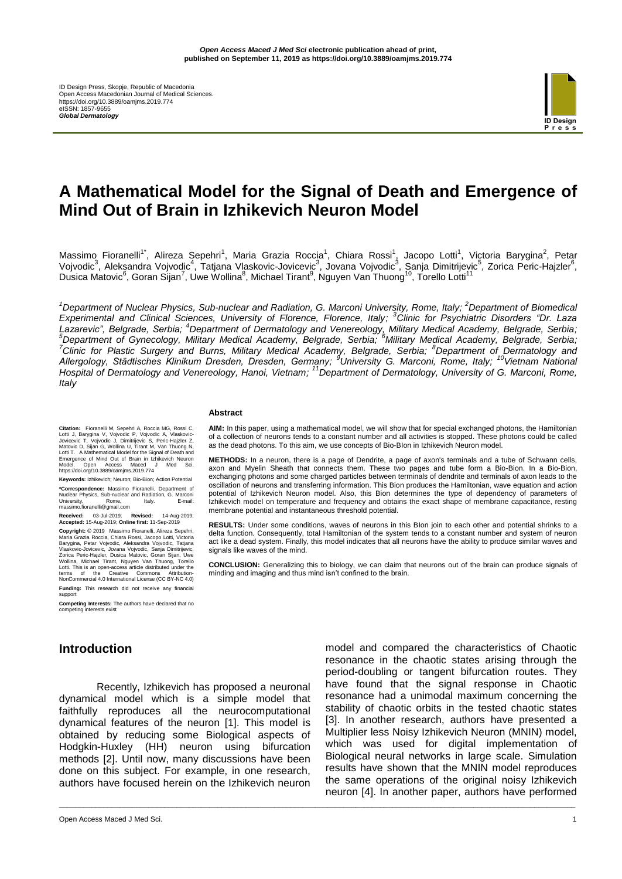*Open Access Maced J Med Sci* **electronic publication ahead of print, published on September 11, 2019 as https://doi.org/10.3889/oamjms.2019.774**

ID Design Press, Skopje, Republic of Macedonia
Open Access Macedonian Journal of Medical Sciences.
https://doi.org/10.3889/oamjms.2019.774
eISSN: 1857-9655
***Global Dermatology***

# A Mathematical Model for the Signal of Death and Emergence of Mind Out of Brain in Izhikevich Neuron Model

Massimo Fioranelli[1*], Alireza Sepehri[1], Maria Grazia Roccia[1], Chiara Rossi[1], Jacopo Lotti[1], Victoria Barygina[2], Petar Vojvodic[3], Aleksandra Vojvodic[4], Tatjana Vlaskovic-Jovicevic[3], Jovana Vojvodic[3], Sanja Dimitrijevic[5], Zorica Peric-Hajzler[6], Dusica Matovic[6], Goran Sijan[7], Uwe Wollina[8], Michael Tirant[9], Nguyen Van Thuong[10], Torello Lotti[11]

*[1]Department of Nuclear Physics, Sub-nuclear and Radiation, G. Marconi University, Rome, Italy; [2]Department of Biomedical Experimental and Clinical Sciences, University of Florence, Florence, Italy; [3]Clinic for Psychiatric Disorders "Dr. Laza Lazarevic", Belgrade, Serbia; [4]Department of Dermatology and Venereology, Military Medical Academy, Belgrade, Serbia; [5]Department of Gynecology, Military Medical Academy, Belgrade, Serbia; [6]Military Medical Academy, Belgrade, Serbia; [7]Clinic for Plastic Surgery and Burns, Military Medical Academy, Belgrade, Serbia; [8]Department of Dermatology and Allergology, Städtisches Klinikum Dresden, Dresden, Germany; [9]University G. Marconi, Rome, Italy; [10]Vietnam National Hospital of Dermatology and Venereology, Hanoi, Vietnam; [11]Department of Dermatology, University of G. Marconi, Rome, Italy*

**Citation:** Fioranelli M, Sepehri A, Roccia MG, Rossi C, Lotti J, Barygina V, Vojvodic P, Vojvodic A, Vlaskovic-Jovicevic T, Vojvodic J, Dimitrijevic S, Peric-Hajzler Z, Matovic D, Sijan G, Wollina U, Tirant M, Van Thuong N, Lotti T. A Mathematical Model for the Signal of Death and Emergence of Mind Out of Brain in Izhikevich Neuron Model. Open Access Maced J Med Sci. https://doi.org/10.3889/oamjms.2019.774

**Keywords:** Izhikevich; Neuron; Bio-Bion; Action Potential

**\*Correspondence:** Massimo Fioranelli. Department of Nuclear Physics, Sub-nuclear and Radiation, G. Marconi University, Rome, Italy. E-mail: massimo.fioranelli@gmail.com

**Received:** 03-Jul-2019; **Revised:** 14-Aug-2019; **Accepted:** 15-Aug-2019; **Online first:** 11-Sep-2019

**Copyright:** © 2019 Massimo Fioranelli, Alireza Sepehri, Maria Grazia Roccia, Chiara Rossi, Jacopo Lotti, Victoria Barygina, Petar Vojvodic, Aleksandra Vojvodic, Tatjana Vlaskovic-Jovicevic, Jovana Vojvodic, Sanja Dimitrijevic, Zorica Peric-Hajzler, Dusica Matovic, Goran Sijan, Uwe Wollina, Michael Tirant, Nguyen Van Thuong, Torello Lotti. This is an open-access article distributed under the terms of the Creative Commons Attribution-NonCommercial 4.0 International License (CC BY-NC 4.0)

**Funding:** This research did not receive any financial support

**Competing Interests:** The authors have declared that no competing interests exist

## Abstract

**AIM:** In this paper, using a mathematical model, we will show that for special exchanged photons, the Hamiltonian of a collection of neurons tends to a constant number and all activities is stopped. These photons could be called as the dead photons. To this aim, we use concepts of Bio-BIon in Izhikevich Neuron model.

**METHODS:** In a neuron, there is a page of Dendrite, a page of axon's terminals and a tube of Schwann cells, axon and Myelin Sheath that connects them. These two pages and tube form a Bio-Bion. In a Bio-Bion, exchanging photons and some charged particles between terminals of dendrite and terminals of axon leads to the oscillation of neurons and transferring information. This Bion produces the Hamiltonian, wave equation and action potential of Izhikevich Neuron model. Also, this Bion determines the type of dependency of parameters of Izhikevich model on temperature and frequency and obtains the exact shape of membrane capacitance, resting membrane potential and instantaneous threshold potential.

**RESULTS:** Under some conditions, waves of neurons in this BIon join to each other and potential shrinks to a delta function. Consequently, total Hamiltonian of the system tends to a constant number and system of neuron act like a dead system. Finally, this model indicates that all neurons have the ability to produce similar waves and signals like waves of the mind.

**CONCLUSION:** Generalizing this to biology, we can claim that neurons out of the brain can produce signals of minding and imaging and thus mind isn't confined to the brain.

## Introduction

Recently, Izhikevich has proposed a neuronal dynamical model which is a simple model that faithfully reproduces all the neurocomputational dynamical features of the neuron [1]. This model is obtained by reducing some Biological aspects of Hodgkin-Huxley (HH) neuron using bifurcation methods [2]. Until now, many discussions have been done on this subject. For example, in one research, authors have focused herein on the Izhikevich neuron model and compared the characteristics of Chaotic resonance in the chaotic states arising through the period-doubling or tangent bifurcation routes. They have found that the signal response in Chaotic resonance had a unimodal maximum concerning the stability of chaotic orbits in the tested chaotic states [3]. In another research, authors have presented a Multiplier less Noisy Izhikevich Neuron (MNIN) model, which was used for digital implementation of Biological neural networks in large scale. Simulation results have shown that the MNIN model reproduces the same operations of the original noisy Izhikevich neuron [4]. In another paper, authors have performed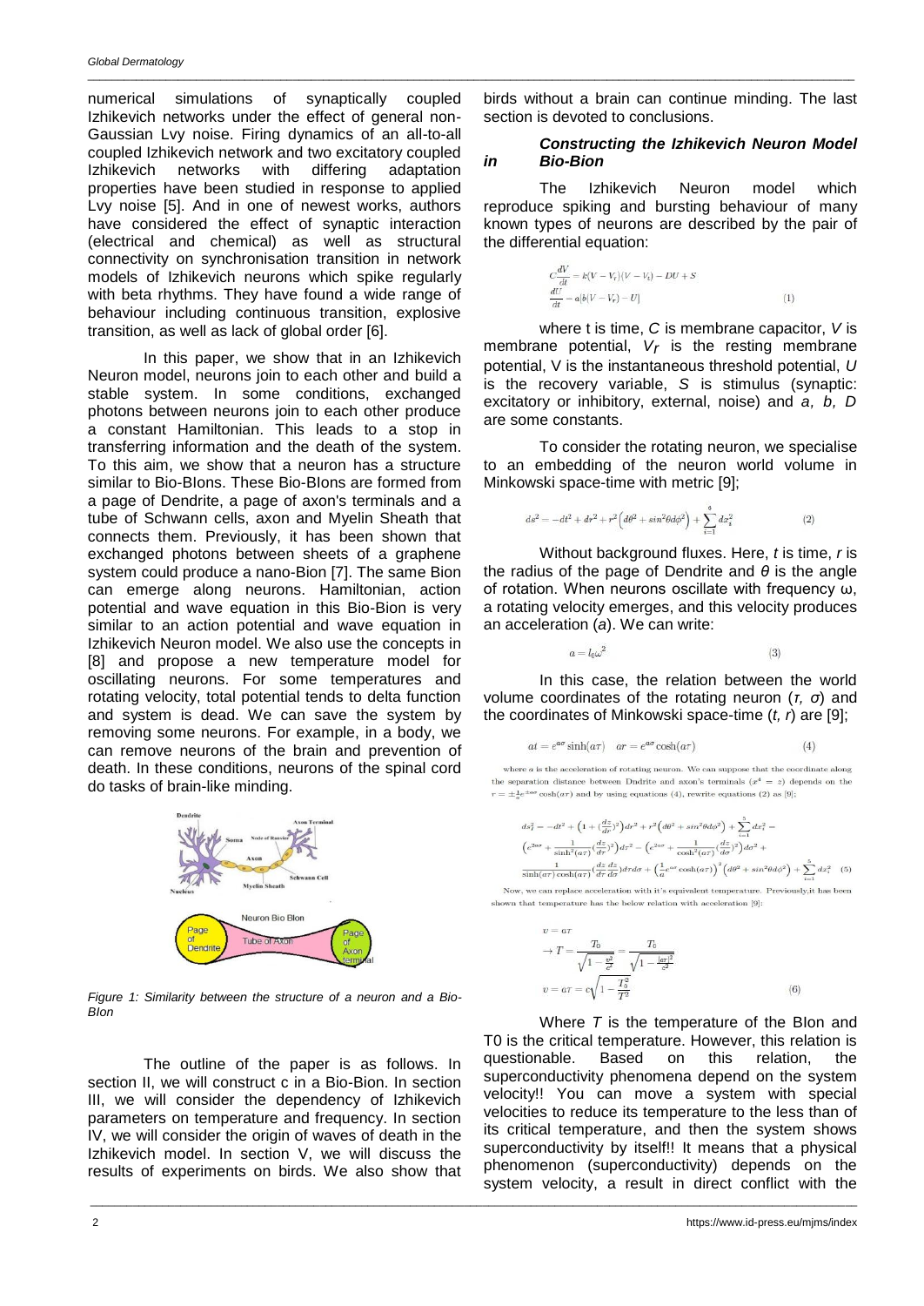numerical simulations of synaptically coupled Izhikevich networks under the effect of general non-Gaussian Lvy noise. Firing dynamics of an all-to-all coupled Izhikevich network and two excitatory coupled Izhikevich networks with differing adaptation properties have been studied in response to applied Lvy noise [5]. And in one of newest works, authors have considered the effect of synaptic interaction (electrical and chemical) as well as structural connectivity on synchronisation transition in network models of Izhikevich neurons which spike regularly with beta rhythms. They have found a wide range of behaviour including continuous transition, explosive transition, as well as lack of global order [6].

In this paper, we show that in an Izhikevich Neuron model, neurons join to each other and build a stable system. In some conditions, exchanged photons between neurons join to each other produce a constant Hamiltonian. This leads to a stop in transferring information and the death of the system. To this aim, we show that a neuron has a structure similar to Bio-BIons. These Bio-BIons are formed from a page of Dendrite, a page of axon's terminals and a tube of Schwann cells, axon and Myelin Sheath that connects them. Previously, it has been shown that exchanged photons between sheets of a graphene system could produce a nano-Bion [7]. The same Bion can emerge along neurons. Hamiltonian, action potential and wave equation in this Bio-Bion is very similar to an action potential and wave equation in Izhikevich Neuron model. We also use the concepts in [8] and propose a new temperature model for oscillating neurons. For some temperatures and rotating velocity, total potential tends to delta function and system is dead. We can save the system by removing some neurons. For example, in a body, we can remove neurons of the brain and prevention of death. In these conditions, neurons of the spinal cord do tasks of brain-like minding.

Dendrite | Axon Terminal | Soma | Node of Ranvier | Axon | Schwann Cell | Nucleus | Myelin Sheath

Neuron Bio BIon: Page of Dendrite | Tube of Axon | Page of Axon terminal

*Figure 1: Similarity between the structure of a neuron and a Bio-BIon*

The outline of the paper is as follows. In section II, we will construct c in a Bio-Bion. In section III, we will consider the dependency of Izhikevich parameters on temperature and frequency. In section IV, we will consider the origin of waves of death in the Izhikevich model. In section V, we will discuss the results of experiments on birds. We also show that birds without a brain can continue minding. The last section is devoted to conclusions.

### *Constructing the Izhikevich Neuron Model in Bio-Bion*

The Izhikevich Neuron model which reproduce spiking and bursting behaviour of many known types of neurons are described by the pair of the differential equation:

$$C\frac{dV}{dt} = k(V - V_r)(V - V_t) - DU + S$$
$$\frac{dU}{dt} = a[b(V - V_r) - U] \qquad (1)$$

where t is time, *C* is membrane capacitor, *V* is membrane potential, $V_r$ is the resting membrane potential, V is the instantaneous threshold potential, *U* is the recovery variable, *S* is stimulus (synaptic: excitatory or inhibitory, external, noise) and *a, b, D* are some constants.

To consider the rotating neuron, we specialise to an embedding of the neuron world volume in Minkowski space-time with metric [9];

$$ds^2 = -dt^2 + dr^2 + r^2\left(d\theta^2 + sin^2\theta d\phi^2\right) + \sum_{i=1}^{6} dx_i^2 \qquad (2)$$

Without background fluxes. Here, *t* is time, *r* is the radius of the page of Dendrite and *θ* is the angle of rotation. When neurons oscillate with frequency ω, a rotating velocity emerges, and this velocity produces an acceleration (*a*). We can write:

$$a = l_0\omega^2 \qquad (3)$$

In this case, the relation between the world volume coordinates of the rotating neuron (*τ, σ*) and the coordinates of Minkowski space-time (*t, r*) are [9];

$$at = e^{a\sigma}\sinh(a\tau) \quad ar = e^{a\sigma}\cosh(a\tau) \qquad (4)$$

where $a$ is the acceleration of rotating neuron. We can suppose that the coordinate along the separation distance between Dndrite and axon's terminals ($x^4 = z$) depends on the $\tau = \pm\frac{1}{a}e^{2a\sigma}\cosh(a\tau)$ and by using equations (4), rewrite equations (2) as [9];

$$ds_1^2 = -dt^2 + \left(1 + (\frac{dz}{dr})^2\right)dr^2 + r^2\left(d\theta^2 + sin^2\theta d\phi^2\right) + \sum_{i=1}^{5} dx_i^2 =$$
$$\left(e^{2a\sigma} + \frac{1}{\sinh^2(a\tau)}(\frac{dz}{d\tau})^2\right)d\tau^2 - \left(e^{2a\sigma} + \frac{1}{\cosh^2(a\tau)}(\frac{dz}{d\sigma})^2\right)d\sigma^2 +$$
$$\frac{1}{\sinh(a\tau)\cosh(a\tau)}(\frac{dz}{d\tau}\frac{dz}{d\sigma})d\tau d\sigma + \left(\frac{1}{a}e^{a\sigma}\cosh(a\tau)\right)^2\left(d\theta^2 + sin^2\theta d\phi^2\right) + \sum_{i=1}^{5} dx_i^2 \quad (5)$$

Now, we can replace acceleration with it's equivalent temperature. Previously,it has been shown that temperature has the below relation with acceleration [9]:

$$v = a\tau$$
$$\rightarrow T = \frac{T_0}{\sqrt{1 - \frac{v^2}{c^2}}} = \frac{T_0}{\sqrt{1 - \frac{[a\tau]^2}{c^2}}}$$
$$v = a\tau = c\sqrt{1 - \frac{T_0^2}{T^2}} \qquad (6)$$

Where *T* is the temperature of the BIon and T0 is the critical temperature. However, this relation is questionable. Based on this relation, the superconductivity phenomena depend on the system velocity!! You can move a system with special velocities to reduce its temperature to the less than of its critical temperature, and then the system shows superconductivity by itself!! It means that a physical phenomenon (superconductivity) depends on the system velocity, a result in direct conflict with the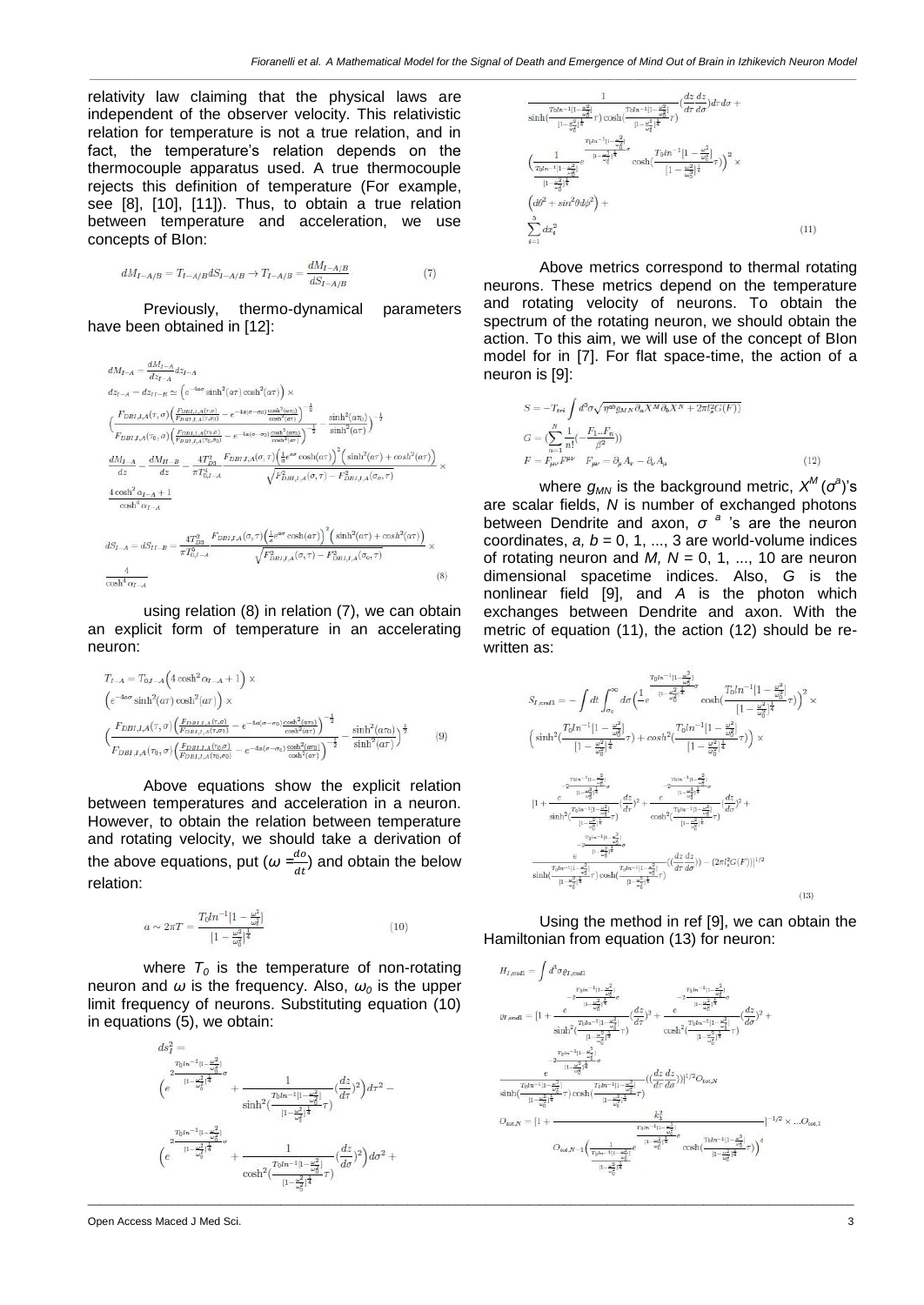relativity law claiming that the physical laws are independent of the observer velocity. This relativistic relation for temperature is not a true relation, and in fact, the temperature's relation depends on the thermocouple apparatus used. A true thermocouple rejects this definition of temperature (For example, see [8], [10], [11]). Thus, to obtain a true relation between temperature and acceleration, we use concepts of BIon:

$$dM_{I-A/B} = T_{I-A/B} dS_{I-A/B} \rightarrow T_{I-A/B} = \frac{dM_{I-A/B}}{dS_{I-A/B}} \tag{7}$$

Previously, thermo-dynamical parameters have been obtained in [12]:

$$dM_{I-A} = \frac{dM_{I-A}}{dz_{I-A}} dz_{I-A}$$

$$dz_{I-A} = dz_{II-B} \simeq \left(e^{-4a\sigma}\sinh^2(a\tau)\cosh^2(a\tau)\right) \times$$

$$\left(\frac{F_{DBI,I,A}(\tau,\sigma)\left(\frac{F_{DBI,I,A}(\tau,\sigma)}{F_{DBI,I,A}(\tau,\sigma_0)} - e^{-4a(\sigma-\sigma_0)}\frac{\cosh^2(a\tau_0)}{\cosh^2(a\tau)}\right)^{-\frac{1}{2}}}{F_{DBI,I,A}(\tau_0,\sigma)\left(\frac{F_{DBI,I,A}(\tau_0,\sigma)}{F_{DBI,I,A}(\tau_0,\sigma_0)} - e^{-4a(\sigma-\sigma_0)}\frac{\cosh^2(a\tau_0)}{\cosh^2(a\tau)}\right)^{-\frac{1}{2}}} - \frac{\sinh^2(a\tau_0)}{\sinh^2(a\tau)}\right)^{\frac{1}{2}}$$

$$\frac{dM_{I-A}}{dz} = \frac{dM_{II-B}}{dz} = \frac{4T_{D3}^2}{\pi T_{0,I-A}^3} \frac{F_{DBI,I,A}(\sigma,\tau)\left(\frac{1}{a}e^{a\sigma}\cosh(a\tau)\right)^2\left(\sinh^2(a\tau)+\cosh^2(a\tau)\right)}{\sqrt{F_{DBI,I,A}^2(\sigma,\tau) - F_{DBI,I,A}^2(\sigma_0,\tau)}} \times$$

$$\frac{4\cosh^2\alpha_{I-A}+1}{\cosh^4\alpha_{I-A}}$$

$$dS_{I-A} = dS_{II-B} = \frac{4T_{D3}^2}{\pi T_{0,I-A}^3} \frac{F_{DBI,I,A}(\sigma,\tau)\left(\frac{1}{a}e^{a\sigma}\cosh(a\tau)\right)^2\left(\sinh^2(a\tau)+\cosh^2(a\tau)\right)}{\sqrt{F_{DBI,I,A}^2(\sigma,\tau) - F_{DBI,I,A}^2(\sigma_0,\tau)}} \times$$

$$\frac{4}{\cosh^4\alpha_{I-A}} \tag{8}$$

using relation (8) in relation (7), we can obtain an explicit form of temperature in an accelerating neuron:

$$T_{I-A} = T_{0I-A}\left(4\cosh^2\alpha_{I-A}+1\right) \times$$

$$\left(e^{-4a\sigma}\sinh^2(a\tau)\cosh^2(a\tau)\right) \times$$

$$\left(\frac{F_{DBI,I,A}(\tau,\sigma)\left(\frac{F_{DBI,I,A}(\tau,\sigma)}{F_{DBI,I,A}(\tau,\sigma_0)} - e^{-4a(\sigma-\sigma_0)}\frac{\cosh^2(a\tau_0)}{\cosh^2(a\tau)}\right)^{-\frac{1}{2}}}{F_{DBI,I,A}(\tau_0,\sigma)\left(\frac{F_{DBI,I,A}(\tau_0,\sigma)}{F_{DBI,I,A}(\tau_0,\sigma_0)} - e^{-4a(\sigma-\sigma_0)}\frac{\cosh^2(a\tau_0)}{\cosh^2(a\tau)}\right)^{-\frac{1}{2}}} - \frac{\sinh^2(a\tau_0)}{\sinh^2(a\tau)}\right)^{\frac{1}{2}} \tag{9}$$

Above equations show the explicit relation between temperatures and acceleration in a neuron. However, to obtain the relation between temperature and rotating velocity, we should take a derivation of the above equations, put ($\omega = \frac{d\sigma}{dt}$) and obtain the below relation:

$$a \sim 2\pi T = \frac{T_0 ln^{-1}[1-\frac{\omega^2}{\omega_0^2}]}{[1-\frac{\omega^2}{\omega_0^2}]^{\frac{1}{4}}} \tag{10}$$

where $T_0$ is the temperature of non-rotating neuron and $\omega$ is the frequency. Also, $\omega_0$ is the upper limit frequency of neurons. Substituting equation (10) in equations (5), we obtain:

$$ds_I^2 = \left(e^{2\frac{T_0 ln^{-1}[1-\frac{\omega^2}{\omega_0^2}]}{[1-\frac{\omega^2}{\omega_0^2}]^{\frac{1}{4}}}\sigma} + \frac{1}{\sinh^2(\frac{T_0 ln^{-1}[1-\frac{\omega^2}{\omega_0^2}]}{[1-\frac{\omega^2}{\omega_0^2}]^{\frac{1}{4}}}\tau)}(\frac{dz}{d\tau})^2\right)d\tau^2 -$$

$$\left(e^{2\frac{T_0 ln^{-1}[1-\frac{\omega^2}{\omega_0^2}]}{[1-\frac{\omega^2}{\omega_0^2}]^{\frac{1}{4}}}\sigma} + \frac{1}{\cosh^2(\frac{T_0 ln^{-1}[1-\frac{\omega^2}{\omega_0^2}]}{[1-\frac{\omega^2}{\omega_0^2}]^{\frac{1}{4}}}\tau)}(\frac{dz}{d\sigma})^2\right)d\sigma^2 +$$

$$\frac{1}{\sinh(\frac{T_0 ln^{-1}[1-\frac{\omega^2}{\omega_0^2}]}{[1-\frac{\omega^2}{\omega_0^2}]^{\frac{1}{4}}}\tau)\cosh(\frac{T_0 ln^{-1}[1-\frac{\omega^2}{\omega_0^2}]}{[1-\frac{\omega^2}{\omega_0^2}]^{\frac{1}{4}}}\tau)}(\frac{dz}{d\tau}\frac{dz}{d\sigma})d\tau d\sigma +$$

$$\left(\frac{1}{\frac{T_0 ln^{-1}[1-\frac{\omega^2}{\omega_0^2}]}{[1-\frac{\omega^2}{\omega_0^2}]^{\frac{1}{4}}}} e^{\frac{T_0 ln^{-1}[1-\frac{\omega^2}{\omega_0^2}]}{[1-\frac{\omega^2}{\omega_0^2}]^{\frac{1}{4}}}\sigma} \cosh(\frac{T_0 ln^{-1}[1-\frac{\omega^2}{\omega_0^2}]}{[1-\frac{\omega^2}{\omega_0^2}]^{\frac{1}{4}}}\tau)\right)^2 \times$$

$$\left(d\theta^2 + sin^2\theta d\phi^2\right) +$$

$$\sum_{i=1}^{3} dx_i^2 \tag{11}$$

Above metrics correspond to thermal rotating neurons. These metrics depend on the temperature and rotating velocity of neurons. To obtain the spectrum of the rotating neuron, we should obtain the action. To this aim, we will use of the concept of BIon model for in [7]. For flat space-time, the action of a neuron is [9]:

$$S = -T_{tri}\int d^3\sigma\sqrt{\eta^{ab}g_{MN}\partial_a X^M \partial_b X^N + 2\pi l_s^2 G(F)}$$

$$G = (\sum_{n=1}^{N}\frac{1}{n!}(-\frac{F_1..F_n}{\beta^2}))$$

$$F = F_{\mu\nu}F^{\mu\nu} \quad F_{\mu\nu} = \partial_\mu A_\nu - \partial_\nu A_\mu \tag{12}$$

where $g_{MN}$ is the background metric, $X^M(\sigma^a)$'s are scalar fields, $N$ is number of exchanged photons between Dendrite and axon, $\sigma^a$'s are the neuron coordinates, $a, b = 0, 1, ..., 3$ are world-volume indices of rotating neuron and $M, N = 0, 1, ..., 10$ are neuron dimensional spacetime indices. Also, $G$ is the nonlinear field [9], and $A$ is the photon which exchanges between Dendrite and axon. With the metric of equation (11), the action (12) should be re-written as:

$$S_{I,end1} = -\int dt\int_{\sigma_0}^{\infty} d\sigma\Big(\frac{1}{e}^{\frac{T_0 ln^{-1}[1-\frac{\omega^2}{\omega_0^2}]}{[1-\frac{\omega^2}{\omega_0^2}]^{\frac{1}{4}}}\sigma}\cosh(\frac{T_0 ln^{-1}[1-\frac{\omega^2}{\omega_0^2}]}{[1-\frac{\omega^2}{\omega_0^2}]^{\frac{1}{4}}}\tau)\Big)^2 \times$$

$$\Big(\sinh^2(\frac{T_0 ln^{-1}[1-\frac{\omega^2}{\omega_0^2}]}{[1-\frac{\omega^2}{\omega_0^2}]^{\frac{1}{4}}}\tau) + \cosh^2(\frac{T_0 ln^{-1}[1-\frac{\omega^2}{\omega_0^2}]}{[1-\frac{\omega^2}{\omega_0^2}]^{\frac{1}{4}}}\tau)\Big) \times$$

$$[1 + \frac{e^{-2\frac{T_0 ln^{-1}[1-\frac{\omega^2}{\omega_0^2}]}{[1-\frac{\omega^2}{\omega_0^2}]^{\frac{1}{4}}}\sigma}}{\sinh^2(\frac{T_0 ln^{-1}[1-\frac{\omega^2}{\omega_0^2}]}{[1-\frac{\omega^2}{\omega_0^2}]^{\frac{1}{4}}}\tau)}(\frac{dz}{d\tau})^2 + \frac{e^{-2\frac{T_0 ln^{-1}[1-\frac{\omega^2}{\omega_0^2}]}{[1-\frac{\omega^2}{\omega_0^2}]^{\frac{1}{4}}}\sigma}}{\cosh^2(\frac{T_0 ln^{-1}[1-\frac{\omega^2}{\omega_0^2}]}{[1-\frac{\omega^2}{\omega_0^2}]^{\frac{1}{4}}}\tau)}(\frac{dz}{d\sigma})^2 +$$

$$\frac{e^{-2\frac{T_0 ln^{-1}[1-\frac{\omega^2}{\omega_0^2}]}{[1-\frac{\omega^2}{\omega_0^2}]^{\frac{1}{4}}}\sigma}}{\sinh(\frac{T_0 ln^{-1}[1-\frac{\omega^2}{\omega_0^2}]}{[1-\frac{\omega^2}{\omega_0^2}]^{\frac{1}{4}}}\tau)\cosh(\frac{T_0 ln^{-1}[1-\frac{\omega^2}{\omega_0^2}]}{[1-\frac{\omega^2}{\omega_0^2}]^{\frac{1}{4}}}\tau)}((\frac{dz}{d\tau}\frac{dz}{d\sigma})) - (2\pi l_s^2 G(F))]^{1/2} \tag{13}$$

Using the method in ref [9], we can obtain the Hamiltonian from equation (13) for neuron:

$$H_{I,end1} = \int d^3\sigma \varrho_{I,end1}$$

$$\varrho_{I,end1} = [1 + \frac{e^{-2\frac{T_0 ln^{-1}[1-\frac{\omega^2}{\omega_0^2}]}{[1-\frac{\omega^2}{\omega_0^2}]^{\frac{1}{4}}}\sigma}}{\sinh^2(\frac{T_0 ln^{-1}[1-\frac{\omega^2}{\omega_0^2}]}{[1-\frac{\omega^2}{\omega_0^2}]^{\frac{1}{4}}}\tau)}(\frac{dz}{d\tau})^2 + \frac{e^{-2\frac{T_0 ln^{-1}[1-\frac{\omega^2}{\omega_0^2}]}{[1-\frac{\omega^2}{\omega_0^2}]^{\frac{1}{4}}}\sigma}}{\cosh^2(\frac{T_0 ln^{-1}[1-\frac{\omega^2}{\omega_0^2}]}{[1-\frac{\omega^2}{\omega_0^2}]^{\frac{1}{4}}}\tau)}(\frac{dz}{d\sigma})^2 +$$

$$\frac{e^{-2\frac{T_0 ln^{-1}[1-\frac{\omega^2}{\omega_0^2}]}{[1-\frac{\omega^2}{\omega_0^2}]^{\frac{1}{4}}}\sigma}}{\sinh(\frac{T_0 ln^{-1}[1-\frac{\omega^2}{\omega_0^2}]}{[1-\frac{\omega^2}{\omega_0^2}]^{\frac{1}{4}}}\tau)\cosh(\frac{T_0 ln^{-1}[1-\frac{\omega^2}{\omega_0^2}]}{[1-\frac{\omega^2}{\omega_0^2}]^{\frac{1}{4}}}\tau)}((\frac{dz}{d\tau}\frac{dz}{d\sigma}))]^{1/2} O_{tot,N}$$

$$O_{tot,N} = [1 + \frac{k_3^2}{O_{tot,N-1}\Big(\frac{1}{\frac{T_0 ln^{-1}[1-\frac{\omega^2}{\omega_0^2}]}{[1-\frac{\omega^2}{\omega_0^2}]^{\frac{1}{4}}}}e^{\frac{T_0 ln^{-1}[1-\frac{\omega^2}{\omega_0^2}]}{[1-\frac{\omega^2}{\omega_0^2}]^{\frac{1}{4}}}\sigma}\cosh(\frac{T_0 ln^{-1}[1-\frac{\omega^2}{\omega_0^2}]}{[1-\frac{\omega^2}{\omega_0^2}]^{\frac{1}{4}}}\tau)\Big)^4}]^{-1/2} \times ...O_{tot,1}$$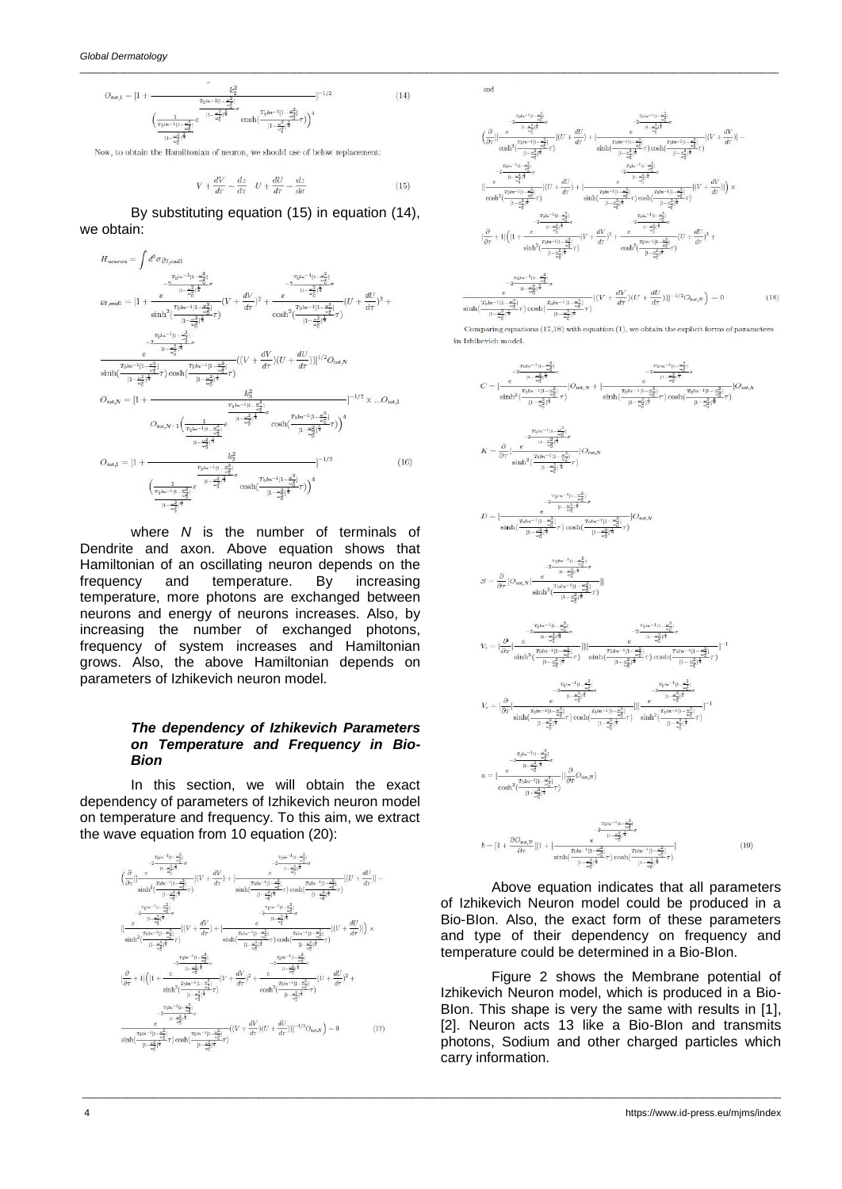$$O_{tot,1} = [1 + \frac{k_3^2}{\left(\frac{1}{\frac{T_0 ln^{-1}[1-\frac{s_3^2}{s_0^2}]}{[1-\frac{s_3^2}{s_0^2}]^{\frac{1}{4}}}} e^{\frac{T_0 ln^{-1}[1-\frac{s_3^2}{s_0^2}]}{[1-\frac{s_3^2}{s_0^2}]^{\frac{1}{4}}}\sigma} \cosh\left(\frac{T_0 ln^{-1}[1-\frac{s_3^2}{s_0^2}]}{[1-\frac{s_3^2}{s_0^2}]^{\frac{1}{4}}}\tau\right)\right)^4}]^{-1/2} \tag{14}$$

Now, to obtain the Hamiltonian of neuron, we should use of below replacement:

$$V + \frac{dV}{d\tau} \to \frac{dz}{d\tau} \quad U + \frac{dU}{d\tau} \to \frac{dz}{d\sigma} \tag{15}$$

By substituting equation (15) in equation (14), we obtain:

$$H_{neuron} = \int d^6\sigma \varrho_{T,end1}$$

$$\varrho_{T,end1} = [1 + \frac{e^{-2\frac{T_0 ln^{-1}[1-\frac{s_3^2}{s_0^2}]}{[1-\frac{s_3^2}{s_0^2}]^{\frac{1}{4}}}\sigma}}{\sinh^2\left(\frac{T_0 ln^{-1}[1-\frac{s_3^2}{s_0^2}]}{[1-\frac{s_3^2}{s_0^2}]^{\frac{1}{4}}}\tau\right)}(V + \frac{dV}{d\tau})^2 + \frac{e^{-2\frac{T_0 ln^{-1}[1-\frac{s_3^2}{s_0^2}]}{[1-\frac{s_3^2}{s_0^2}]^{\frac{1}{4}}}\sigma}}{\cosh^2\left(\frac{T_0 ln^{-1}[1-\frac{s_3^2}{s_0^2}]}{[1-\frac{s_3^2}{s_0^2}]^{\frac{1}{4}}}\tau\right)}(U + \frac{dU}{d\tau})^2 +$$

$$\frac{e^{-2\frac{T_0 ln^{-1}[1-\frac{s_3^2}{s_0^2}]}{[1-\frac{s_3^2}{s_0^2}]^{\frac{1}{4}}}\sigma}}{\sinh\left(\frac{T_0 ln^{-1}[1-\frac{s_3^2}{s_0^2}]}{[1-\frac{s_3^2}{s_0^2}]^{\frac{1}{4}}}\tau\right)\cosh\left(\frac{T_0 ln^{-1}[1-\frac{s_3^2}{s_0^2}]}{[1-\frac{s_3^2}{s_0^2}]^{\frac{1}{4}}}\tau\right)}((V + \frac{dV}{d\tau})(U + \frac{dU}{d\tau}))]^{1/2} O_{tot,N}$$

$$O_{tot,N} = [1 + \frac{k_3^2}{O_{tot,N-1}\left(\frac{1}{\frac{T_0 ln^{-1}[1-\frac{s_3^2}{s_0^2}]}{[1-\frac{s_3^2}{s_0^2}]^{\frac{1}{4}}}} e^{\frac{T_0 ln^{-1}[1-\frac{s_3^2}{s_0^2}]}{[1-\frac{s_3^2}{s_0^2}]^{\frac{1}{4}}}\sigma} \cosh\left(\frac{T_0 ln^{-1}[1-\frac{s_3^2}{s_0^2}]}{[1-\frac{s_3^2}{s_0^2}]^{\frac{1}{4}}}\tau\right)\right)^4}]^{-1/2} \times \ldots O_{tot,1}$$

$$O_{tot,1} = [1 + \frac{k_3^2}{\left(\frac{1}{\frac{T_0 ln^{-1}[1-\frac{s_3^2}{s_0^2}]}{[1-\frac{s_3^2}{s_0^2}]^{\frac{1}{4}}}} e^{\frac{T_0 ln^{-1}[1-\frac{s_3^2}{s_0^2}]}{[1-\frac{s_3^2}{s_0^2}]^{\frac{1}{4}}}\sigma} \cosh\left(\frac{T_0 ln^{-1}[1-\frac{s_3^2}{s_0^2}]}{[1-\frac{s_3^2}{s_0^2}]^{\frac{1}{4}}}\tau\right)\right)^4}]^{-1/2} \tag{16}$$

where $N$ is the number of terminals of Dendrite and axon. Above equation shows that Hamiltonian of an oscillating neuron depends on the frequency and temperature. By increasing temperature, more photons are exchanged between neurons and energy of neurons increases. Also, by increasing the number of exchanged photons, frequency of system increases and Hamiltonian grows. Also, the above Hamiltonian depends on parameters of Izhikevich neuron model.

### *The dependency of Izhikevich Parameters on Temperature and Frequency in Bio-Bion*

In this section, we will obtain the exact dependency of parameters of Izhikevich neuron model on temperature and frequency. To this aim, we extract the wave equation from 10 equation (20):

$$\Big(\frac{\partial}{\partial\tau}[[\frac{e^{-2\frac{T_0 ln^{-1}[1-\frac{s_3^2}{s_0^2}]}{[1-\frac{s_3^2}{s_0^2}]^{\frac{1}{4}}}\sigma}}{\sinh^2\left(\frac{T_0 ln^{-1}[1-\frac{s_3^2}{s_0^2}]}{[1-\frac{s_3^2}{s_0^2}]^{\frac{1}{4}}}\tau\right)}](V + \frac{dV}{d\tau}) + [\frac{e^{-2\frac{T_0 ln^{-1}[1-\frac{s_3^2}{s_0^2}]}{[1-\frac{s_3^2}{s_0^2}]^{\frac{1}{4}}}\sigma}}{\sinh\left(\frac{T_0 ln^{-1}[1-\frac{s_3^2}{s_0^2}]}{[1-\frac{s_3^2}{s_0^2}]^{\frac{1}{4}}}\tau\right)\cosh\left(\frac{T_0 ln^{-1}[1-\frac{s_3^2}{s_0^2}]}{[1-\frac{s_3^2}{s_0^2}]^{\frac{1}{4}}}\tau\right)}](U + \frac{dU}{d\tau})] -$$

$$[[\frac{e^{-2\frac{T_0 ln^{-1}[1-\frac{s_3^2}{s_0^2}]}{[1-\frac{s_3^2}{s_0^2}]^{\frac{1}{4}}}\sigma}}{\sinh^2\left(\frac{T_0 ln^{-1}[1-\frac{s_3^2}{s_0^2}]}{[1-\frac{s_3^2}{s_0^2}]^{\frac{1}{4}}}\tau\right)}](V + \frac{dV}{d\tau}) + [\frac{e^{-2\frac{T_0 ln^{-1}[1-\frac{s_3^2}{s_0^2}]}{[1-\frac{s_3^2}{s_0^2}]^{\frac{1}{4}}}\sigma}}{\sinh\left(\frac{T_0 ln^{-1}[1-\frac{s_3^2}{s_0^2}]}{[1-\frac{s_3^2}{s_0^2}]^{\frac{1}{4}}}\tau\right)\cosh\left(\frac{T_0 ln^{-1}[1-\frac{s_3^2}{s_0^2}]}{[1-\frac{s_3^2}{s_0^2}]^{\frac{1}{4}}}\tau\right)}](U + \frac{dU}{d\tau})]\Big) \times$$

$$[\frac{\partial}{\partial\tau} + 1]\Big([1 + \frac{e^{-2\frac{T_0 ln^{-1}[1-\frac{s_3^2}{s_0^2}]}{[1-\frac{s_3^2}{s_0^2}]^{\frac{1}{4}}}\sigma}}{\sinh^2\left(\frac{T_0 ln^{-1}[1-\frac{s_3^2}{s_0^2}]}{[1-\frac{s_3^2}{s_0^2}]^{\frac{1}{4}}}\tau\right)}(V + \frac{dV}{d\tau})^2 + \frac{e^{-2\frac{T_0 ln^{-1}[1-\frac{s_3^2}{s_0^2}]}{[1-\frac{s_3^2}{s_0^2}]^{\frac{1}{4}}}\sigma}}{\cosh^2\left(\frac{T_0 ln^{-1}[1-\frac{s_3^2}{s_0^2}]}{[1-\frac{s_3^2}{s_0^2}]^{\frac{1}{4}}}\tau\right)}(U + \frac{dU}{d\tau})^2 +$$

$$\frac{e^{-2\frac{T_0 ln^{-1}[1-\frac{s_3^2}{s_0^2}]}{[1-\frac{s_3^2}{s_0^2}]^{\frac{1}{4}}}\sigma}}{\sinh\left(\frac{T_0 ln^{-1}[1-\frac{s_3^2}{s_0^2}]}{[1-\frac{s_3^2}{s_0^2}]^{\frac{1}{4}}}\tau\right)\cosh\left(\frac{T_0 ln^{-1}[1-\frac{s_3^2}{s_0^2}]}{[1-\frac{s_3^2}{s_0^2}]^{\frac{1}{4}}}\tau\right)}((V + \frac{dV}{d\tau})(U + \frac{dU}{d\tau}))]^{-1/2} O_{tot,N}\Big) = 0 \tag{17}$$

and

$$\Big(\frac{\partial}{\partial\tau}[[\frac{e^{-2\frac{T_0 ln^{-1}[1-\frac{s_3^2}{s_0^2}]}{[1-\frac{s_3^2}{s_0^2}]^{\frac{1}{4}}}\sigma}}{\cosh^2\left(\frac{T_0 ln^{-1}[1-\frac{s_3^2}{s_0^2}]}{[1-\frac{s_3^2}{s_0^2}]^{\frac{1}{4}}}\tau\right)}](U + \frac{dU}{d\tau}) + [\frac{e^{-2\frac{T_0 ln^{-1}[1-\frac{s_3^2}{s_0^2}]}{[1-\frac{s_3^2}{s_0^2}]^{\frac{1}{4}}}\sigma}}{\sinh\left(\frac{T_0 ln^{-1}[1-\frac{s_3^2}{s_0^2}]}{[1-\frac{s_3^2}{s_0^2}]^{\frac{1}{4}}}\tau\right)\cosh\left(\frac{T_0 ln^{-1}[1-\frac{s_3^2}{s_0^2}]}{[1-\frac{s_3^2}{s_0^2}]^{\frac{1}{4}}}\tau\right)}](V + \frac{dV}{d\tau})] -$$

$$[[\frac{e^{-2\frac{T_0 ln^{-1}[1-\frac{s_3^2}{s_0^2}]}{[1-\frac{s_3^2}{s_0^2}]^{\frac{1}{4}}}\sigma}}{\cosh^2\left(\frac{T_0 ln^{-1}[1-\frac{s_3^2}{s_0^2}]}{[1-\frac{s_3^2}{s_0^2}]^{\frac{1}{4}}}\tau\right)}](U + \frac{dU}{d\tau}) + [\frac{e^{-2\frac{T_0 ln^{-1}[1-\frac{s_3^2}{s_0^2}]}{[1-\frac{s_3^2}{s_0^2}]^{\frac{1}{4}}}\sigma}}{\sinh\left(\frac{T_0 ln^{-1}[1-\frac{s_3^2}{s_0^2}]}{[1-\frac{s_3^2}{s_0^2}]^{\frac{1}{4}}}\tau\right)\cosh\left(\frac{T_0 ln^{-1}[1-\frac{s_3^2}{s_0^2}]}{[1-\frac{s_3^2}{s_0^2}]^{\frac{1}{4}}}\tau\right)}](V + \frac{dV}{d\tau})]\Big) \times$$

$$[\frac{\partial}{\partial\tau} + 1]\Big([1 + \frac{e^{-2\frac{T_0 ln^{-1}[1-\frac{s_3^2}{s_0^2}]}{[1-\frac{s_3^2}{s_0^2}]^{\frac{1}{4}}}\sigma}}{\sinh^2\left(\frac{T_0 ln^{-1}[1-\frac{s_3^2}{s_0^2}]}{[1-\frac{s_3^2}{s_0^2}]^{\frac{1}{4}}}\tau\right)}(V + \frac{dV}{d\tau})^2 + \frac{e^{-2\frac{T_0 ln^{-1}[1-\frac{s_3^2}{s_0^2}]}{[1-\frac{s_3^2}{s_0^2}]^{\frac{1}{4}}}\sigma}}{\cosh^2\left(\frac{T_0 ln^{-1}[1-\frac{s_3^2}{s_0^2}]}{[1-\frac{s_3^2}{s_0^2}]^{\frac{1}{4}}}\tau\right)}(U + \frac{dU}{d\tau})^2 +$$

$$\frac{e^{-2\frac{T_0 ln^{-1}[1-\frac{s_3^2}{s_0^2}]}{[1-\frac{s_3^2}{s_0^2}]^{\frac{1}{4}}}\sigma}}{\sinh\left(\frac{T_0 ln^{-1}[1-\frac{s_3^2}{s_0^2}]}{[1-\frac{s_3^2}{s_0^2}]^{\frac{1}{4}}}\tau\right)\cosh\left(\frac{T_0 ln^{-1}[1-\frac{s_3^2}{s_0^2}]}{[1-\frac{s_3^2}{s_0^2}]^{\frac{1}{4}}}\tau\right)}((V + \frac{dV}{d\tau})(U + \frac{dU}{d\tau}))]^{-1/2} O_{tot,N}\Big) = 0 \tag{18}$$

Comparing equations (17,18) with equation (1), we obtain the explicit forms of parameters in Izhikevich model.

$$C = [\frac{e^{-2\frac{T_0 ln^{-1}[1-\frac{s_3^2}{s_0^2}]}{[1-\frac{s_3^2}{s_0^2}]^{\frac{1}{4}}}\sigma}}{\sinh^2\left(\frac{T_0 ln^{-1}[1-\frac{s_3^2}{s_0^2}]}{[1-\frac{s_3^2}{s_0^2}]^{\frac{1}{4}}}\tau\right)}]O_{tot,N} + [\frac{e^{-2\frac{T_0 ln^{-1}[1-\frac{s_3^2}{s_0^2}]}{[1-\frac{s_3^2}{s_0^2}]^{\frac{1}{4}}}\sigma}}{\sinh\left(\frac{T_0 ln^{-1}[1-\frac{s_3^2}{s_0^2}]}{[1-\frac{s_3^2}{s_0^2}]^{\frac{1}{4}}}\tau\right)\cosh\left(\frac{T_0 ln^{-1}[1-\frac{s_3^2}{s_0^2}]}{[1-\frac{s_3^2}{s_0^2}]^{\frac{1}{4}}}\tau\right)}]O_{tot,N}$$

$$K = \frac{\partial}{\partial\tau}[\frac{e^{-2\frac{T_0 ln^{-1}[1-\frac{s_3^2}{s_0^2}]}{[1-\frac{s_3^2}{s_0^2}]^{\frac{1}{4}}}\sigma}}{\sinh^2\left(\frac{T_0 ln^{-1}[1-\frac{s_3^2}{s_0^2}]}{[1-\frac{s_3^2}{s_0^2}]^{\frac{1}{4}}}\tau\right)}]O_{tot,N}$$

$$D = [\frac{e^{-2\frac{T_0 ln^{-1}[1-\frac{s_3^2}{s_0^2}]}{[1-\frac{s_3^2}{s_0^2}]^{\frac{1}{4}}}\sigma}}{\sinh\left(\frac{T_0 ln^{-1}[1-\frac{s_3^2}{s_0^2}]}{[1-\frac{s_3^2}{s_0^2}]^{\frac{1}{4}}}\tau\right)\cosh\left(\frac{T_0 ln^{-1}[1-\frac{s_3^2}{s_0^2}]}{[1-\frac{s_3^2}{s_0^2}]^{\frac{1}{4}}}\tau\right)}]O_{tot,N}$$

$$S = \frac{\partial}{\partial\tau}[O_{tot,N}[\frac{e^{-2\frac{T_0 ln^{-1}[1-\frac{s_3^2}{s_0^2}]}{[1-\frac{s_3^2}{s_0^2}]^{\frac{1}{4}}}\sigma}}{\sinh^2\left(\frac{T_0 ln^{-1}[1-\frac{s_3^2}{s_0^2}]}{[1-\frac{s_3^2}{s_0^2}]^{\frac{1}{4}}}\tau\right)}]]$$

$$V_t = [\frac{\partial}{\partial\tau}[\frac{e^{-2\frac{T_0 ln^{-1}[1-\frac{s_3^2}{s_0^2}]}{[1-\frac{s_3^2}{s_0^2}]^{\frac{1}{4}}}\sigma}}{\sinh^2\left(\frac{T_0 ln^{-1}[1-\frac{s_3^2}{s_0^2}]}{[1-\frac{s_3^2}{s_0^2}]^{\frac{1}{4}}}\tau\right)}]][\frac{e^{-2\frac{T_0 ln^{-1}[1-\frac{s_3^2}{s_0^2}]}{[1-\frac{s_3^2}{s_0^2}]^{\frac{1}{4}}}\sigma}}{\sinh\left(\frac{T_0 ln^{-1}[1-\frac{s_3^2}{s_0^2}]}{[1-\frac{s_3^2}{s_0^2}]^{\frac{1}{4}}}\tau\right)\cosh\left(\frac{T_0 ln^{-1}[1-\frac{s_3^2}{s_0^2}]}{[1-\frac{s_3^2}{s_0^2}]^{\frac{1}{4}}}\tau\right)}]^{-1}$$

$$V_r = [\frac{\partial}{\partial\tau}[\frac{e^{-2\frac{T_0 ln^{-1}[1-\frac{s_3^2}{s_0^2}]}{[1-\frac{s_3^2}{s_0^2}]^{\frac{1}{4}}}\sigma}}{\sinh\left(\frac{T_0 ln^{-1}[1-\frac{s_3^2}{s_0^2}]}{[1-\frac{s_3^2}{s_0^2}]^{\frac{1}{4}}}\tau\right)\cosh\left(\frac{T_0 ln^{-1}[1-\frac{s_3^2}{s_0^2}]}{[1-\frac{s_3^2}{s_0^2}]^{\frac{1}{4}}}\tau\right)}]][\frac{e^{-2\frac{T_0 ln^{-1}[1-\frac{s_3^2}{s_0^2}]}{[1-\frac{s_3^2}{s_0^2}]^{\frac{1}{4}}}\sigma}}{\sinh^2\left(\frac{T_0 ln^{-1}[1-\frac{s_3^2}{s_0^2}]}{[1-\frac{s_3^2}{s_0^2}]^{\frac{1}{4}}}\tau\right)}]^{-1}$$

$$a = [\frac{e^{-2\frac{T_0 ln^{-1}[1-\frac{s_3^2}{s_0^2}]}{[1-\frac{s_3^2}{s_0^2}]^{\frac{1}{4}}}\sigma}}{\cosh^2\left(\frac{T_0 ln^{-1}[1-\frac{s_3^2}{s_0^2}]}{[1-\frac{s_3^2}{s_0^2}]^{\frac{1}{4}}}\tau\right)}][\frac{\partial}{\partial\tau}O_{tot,N}]$$

$$b = [1 + \frac{\partial O_{tot,N}}{\partial\tau}][1 + [\frac{e^{-2\frac{T_0 ln^{-1}[1-\frac{s_3^2}{s_0^2}]}{[1-\frac{s_3^2}{s_0^2}]^{\frac{1}{4}}}\sigma}}{\sinh\left(\frac{T_0 ln^{-1}[1-\frac{s_3^2}{s_0^2}]}{[1-\frac{s_3^2}{s_0^2}]^{\frac{1}{4}}}\tau\right)\cosh\left(\frac{T_0 ln^{-1}[1-\frac{s_3^2}{s_0^2}]}{[1-\frac{s_3^2}{s_0^2}]^{\frac{1}{4}}}\tau\right)}] \tag{19}$$

Above equation indicates that all parameters of Izhikevich Neuron model could be produced in a Bio-BIon. Also, the exact form of these parameters and type of their dependency on frequency and temperature could be determined in a Bio-BIon.

Figure 2 shows the Membrane potential of Izhikevich Neuron model, which is produced in a Bio-BIon. This shape is very the same with results in [1], [2]. Neuron acts 13 like a Bio-BIon and transmits photons, Sodium and other charged particles which carry information.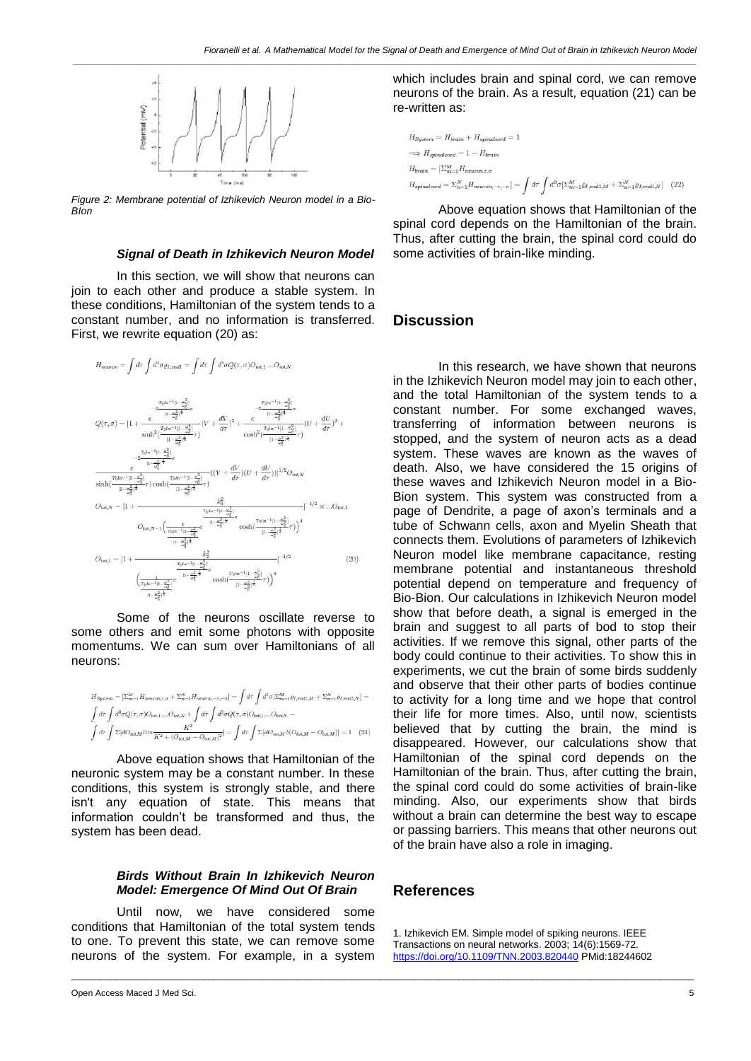Figure 2: Membrane potential of Izhikevich Neuron model in a Bio-BIon

### Signal of Death in Izhikevich Neuron Model

In this section, we will show that neurons can join to each other and produce a stable system. In these conditions, Hamiltonian of the system tends to a constant number, and no information is transferred. First, we rewrite equation (20) as:

$$H_{neuron} = \int d\tau \int d^3\sigma \varrho_{I,cell1} = \int d\tau \int d^3\sigma Q(\tau,\sigma) O_{tot,1} \ldots O_{tot,N}$$

$$Q(\tau,\sigma) = [1 + \frac{c\, e^{-2\frac{T_0 \ln^{-1}[1-\frac{x_0^2}{x_0^2}]}{[1-\frac{x_0^2}{x_0^2}]^{\frac{1}{4}}}\sigma}}{\sinh^2(\frac{T_0 \ln^{-1}[1-\frac{x_0^2}{x_0^2}]}{[1-\frac{x_0^2}{x_0^2}]^{\frac{1}{4}}}\tau)}(V + \frac{dV}{d\tau})^2 + \frac{c\, e^{-2\frac{T_0 \ln^{-1}[1-\frac{x_0^2}{x_0^2}]}{[1-\frac{x_0^2}{x_0^2}]^{\frac{1}{4}}}\sigma}}{\cosh^2(\frac{T_0 \ln^{-1}[1-\frac{x_0^2}{x_0^2}]}{[1-\frac{x_0^2}{x_0^2}]^{\frac{1}{4}}}\tau)}(U + \frac{dU}{d\tau})^2 +$$

$$\frac{c\, e^{-2\frac{T_0 \ln^{-1}[1-\frac{x_0^2}{x_0^2}]}{[1-\frac{x_0^2}{x_0^2}]^{\frac{1}{4}}}\sigma}}{\sinh(\frac{T_0 \ln^{-1}[1-\frac{x_0^2}{x_0^2}]}{[1-\frac{x_0^2}{x_0^2}]^{\frac{1}{4}}}\tau)\cosh(\frac{T_0 \ln^{-1}[1-\frac{x_0^2}{x_0^2}]}{[1-\frac{x_0^2}{x_0^2}]^{\frac{1}{4}}}\tau)}((V + \frac{dV}{d\tau})(U + \frac{dU}{d\tau}))]^{1/2} O_{tot,N}$$

$$O_{tot,N} = [1 + \frac{k_0^2}{O_{tot,N-1}\left(\frac{1}{\frac{T_0 \ln^{-1}[1-\frac{x_0^2}{x_0^2}]}{[1-\frac{x_0^2}{x_0^2}]^{\frac{1}{4}}}} e^{\frac{T_0 \ln^{-1}[1-\frac{x_0^2}{x_0^2}]}{[1-\frac{x_0^2}{x_0^2}]^{\frac{1}{4}}}\sigma} \cosh(\frac{T_0 \ln^{-1}[1-\frac{x_0^2}{x_0^2}]}{[1-\frac{x_0^2}{x_0^2}]^{\frac{1}{4}}}\tau)\right)^4}]^{-1/2} \times \ldots O_{tot,1}$$

$$O_{tot,1} = [1 + \frac{k_0^2}{\left(\frac{1}{\frac{T_0 \ln^{-1}[1-\frac{x_0^2}{x_0^2}]}{[1-\frac{x_0^2}{x_0^2}]^{\frac{1}{4}}}} e^{\frac{T_0 \ln^{-1}[1-\frac{x_0^2}{x_0^2}]}{[1-\frac{x_0^2}{x_0^2}]^{\frac{1}{4}}}\sigma} \cosh(\frac{T_0 \ln^{-1}[1-\frac{x_0^2}{x_0^2}]}{[1-\frac{x_0^2}{x_0^2}]^{\frac{1}{4}}}\tau)\right)^4}]^{-1/2} \quad (20)$$

Some of the neurons oscillate reverse to some others and emit some photons with opposite momentums. We can sum over Hamiltonians of all neurons:

$$H_{System} = [\Sigma_{m=1}^{M} H_{neuron,\tau,\sigma} + \Sigma_{n=1}^{N} H_{neuron,-\tau,-\sigma}] = \int d\tau \int d^3\sigma [\Sigma_{m=1}^{M} \varrho_{I,cell1,M} + \Sigma_{n=1}^{N} \varrho_{I,cell1,N}] =$$

$$\int d\tau \int d^3\sigma Q(\tau,\sigma) O_{tot,1} \ldots O_{tot,N} + \int d\tau \int d^3\sigma Q(\tau,\sigma) O_{tot,1} \ldots O_{tot,N} -$$

$$\int d\tau \int \Sigma[dO_{tot,M} \lim \frac{K^2}{K^2 + (O_{tot,N} - O_{tot,M})^2}] = \int d\tau \int \Sigma[dO_{tot,M} \delta(O_{tot,M} - O_{tot,M})] = 1 \quad (21)$$

Above equation shows that Hamiltonian of the neuronic system may be a constant number. In these conditions, this system is strongly stable, and there isn't any equation of state. This means that information couldn't be transformed and thus, the system has been dead.

### Birds Without Brain In Izhikevich Neuron Model: Emergence Of Mind Out Of Brain

Until now, we have considered some conditions that Hamiltonian of the total system tends to one. To prevent this state, we can remove some neurons of the system. For example, in a system which includes brain and spinal cord, we can remove neurons of the brain. As a result, equation (21) can be re-written as:

$$H_{System} = H_{brain} + H_{spinalcord} = 1$$

$$\Rightarrow H_{spinalcord} = 1 - H_{brain}$$

$$H_{brain} = [\Sigma_{m=1}^{M} H_{neuron,\tau,\sigma}]$$

$$H_{spinalcord} = \Sigma_{n=1}^{N} H_{neuron,-\tau,-\sigma}] = \int d\tau \int d^3\sigma [\Sigma_{m=1}^{M} \varrho_{I,cell1,M} + \Sigma_{n=1}^{N} \varrho_{I,cell1,N}] \quad (22)$$

Above equation shows that Hamiltonian of the spinal cord depends on the Hamiltonian of the brain. Thus, after cutting the brain, the spinal cord could do some activities of brain-like minding.

## Discussion

In this research, we have shown that neurons in the Izhikevich Neuron model may join to each other, and the total Hamiltonian of the system tends to a constant number. For some exchanged waves, transferring of information between neurons is stopped, and the system of neuron acts as a dead system. These waves are known as the waves of death. Also, we have considered the 15 origins of these waves and Izhikevich Neuron model in a Bio-Bion system. This system was constructed from a page of Dendrite, a page of axon's terminals and a tube of Schwann cells, axon and Myelin Sheath that connects them. Evolutions of parameters of Izhikevich Neuron model like membrane capacitance, resting membrane potential and instantaneous threshold potential depend on temperature and frequency of Bio-Bion. Our calculations in Izhikevich Neuron model show that before death, a signal is emerged in the brain and suggest to all parts of bod to stop their activities. If we remove this signal, other parts of the body could continue to their activities. To show this in experiments, we cut the brain of some birds suddenly and observe that their other parts of bodies continue to activity for a long time and we hope that control their life for more times. Also, until now, scientists believed that by cutting the brain, the mind is disappeared. However, our calculations show that Hamiltonian of the spinal cord depends on the Hamiltonian of the brain. Thus, after cutting the brain, the spinal cord could do some activities of brain-like minding. Also, our experiments show that birds without a brain can determine the best way to escape or passing barriers. This means that other neurons out of the brain have also a role in imaging.

## References

1. Izhikevich EM. Simple model of spiking neurons. IEEE Transactions on neural networks. 2003; 14(6):1569-72. https://doi.org/10.1109/TNN.2003.820440 PMid:18244602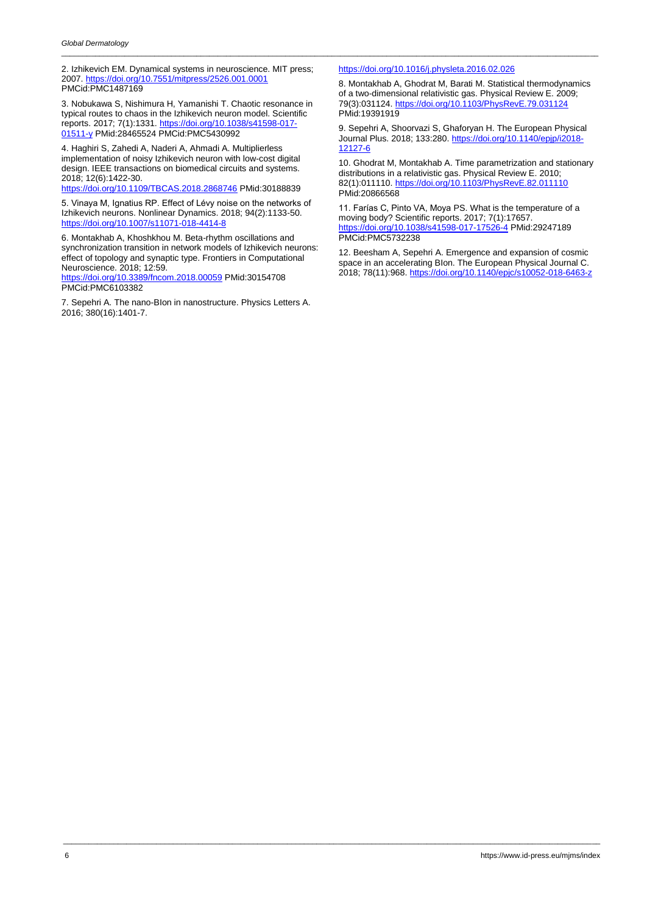2. Izhikevich EM. Dynamical systems in neuroscience. MIT press; 2007. https://doi.org/10.7551/mitpress/2526.001.0001 PMCid:PMC1487169

3. Nobukawa S, Nishimura H, Yamanishi T. Chaotic resonance in typical routes to chaos in the Izhikevich neuron model. Scientific reports. 2017; 7(1):1331. https://doi.org/10.1038/s41598-017-01511-y PMid:28465524 PMCid:PMC5430992

4. Haghiri S, Zahedi A, Naderi A, Ahmadi A. Multiplierless implementation of noisy Izhikevich neuron with low-cost digital design. IEEE transactions on biomedical circuits and systems. 2018; 12(6):1422-30. https://doi.org/10.1109/TBCAS.2018.2868746 PMid:30188839

5. Vinaya M, Ignatius RP. Effect of Lévy noise on the networks of Izhikevich neurons. Nonlinear Dynamics. 2018; 94(2):1133-50. https://doi.org/10.1007/s11071-018-4414-8

6. Montakhab A, Khoshkhou M. Beta-rhythm oscillations and synchronization transition in network models of Izhikevich neurons: effect of topology and synaptic type. Frontiers in Computational Neuroscience. 2018; 12:59. https://doi.org/10.3389/fncom.2018.00059 PMid:30154708 PMCid:PMC6103382

7. Sepehri A. The nano-BIon in nanostructure. Physics Letters A. 2016; 380(16):1401-7. https://doi.org/10.1016/j.physleta.2016.02.026

8. Montakhab A, Ghodrat M, Barati M. Statistical thermodynamics of a two-dimensional relativistic gas. Physical Review E. 2009; 79(3):031124. https://doi.org/10.1103/PhysRevE.79.031124 PMid:19391919

9. Sepehri A, Shoorvazi S, Ghaforyan H. The European Physical Journal Plus. 2018; 133:280. https://doi.org/10.1140/epjp/i2018-12127-6

10. Ghodrat M, Montakhab A. Time parametrization and stationary distributions in a relativistic gas. Physical Review E. 2010; 82(1):011110. https://doi.org/10.1103/PhysRevE.82.011110 PMid:20866568

11. Farías C, Pinto VA, Moya PS. What is the temperature of a moving body? Scientific reports. 2017; 7(1):17657. https://doi.org/10.1038/s41598-017-17526-4 PMid:29247189 PMCid:PMC5732238

12. Beesham A, Sepehri A. Emergence and expansion of cosmic space in an accelerating BIon. The European Physical Journal C. 2018; 78(11):968. https://doi.org/10.1140/epjc/s10052-018-6463-z